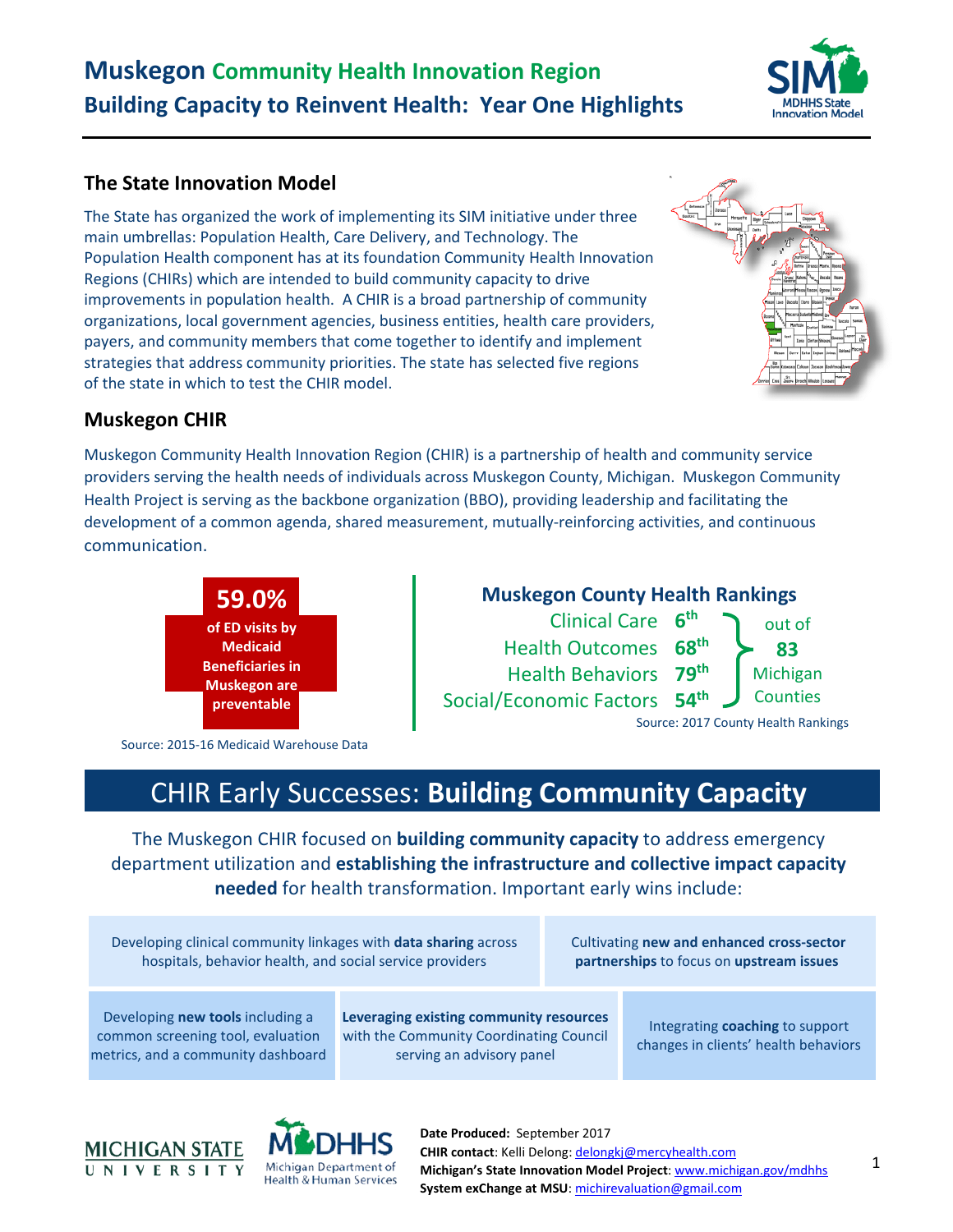# Muskegon Community Health Innovation Region

## Building Capacity to Reinvent Health: Year One Highlights

### The State Innovation Model

The State has organized the work of implementing its SIM initiative under three main umbrellas: Population Health, Care Delivery, and Technology. The Population Health component has at its foundation Community Health Innovation Regions (CHIRs) which are intended to build community capacity to drive improvements in population health. A CHIR is a broad partnership of community organizations, local government agencies, business entities, health care providers, payers, and community members that come together to identify and implement strategies that address community priorities. The state has selected five regions of the state in which to test the CHIR model.

### Muskegon CHIR

Muskegon Community Health Innovation Region (CHIR) is a partnership of health and community service providers serving the health needs of individuals across Muskegon County, Michigan. Muskegon Community Health Project is serving as the backbone organization (BBO), providing leadership and facilitating the development of a common agenda, shared measurement, mutually-reinforcing activities, and continuous communication.

**59.0%** of ED visits by Medicaid Beneficiaries in Muskegon are preventable

Source: 2015-16 Medicaid Warehouse Data

**Muskegon County Health Rankings** (out of 83 Michigan Counties)

| Category | Rank |
|---|---|
| Clinical Care | 6th |
| Health Outcomes | 68th |
| Health Behaviors | 79th |
| Social/Economic Factors | 54th |

Source: 2017 County Health Rankings

## CHIR Early Successes: Building Community Capacity

The Muskegon CHIR focused on **building community capacity** to address emergency department utilization and **establishing the infrastructure and collective impact capacity needed** for health transformation. Important early wins include:

- Developing clinical community linkages with **data sharing** across hospitals, behavior health, and social service providers
- Cultivating **new and enhanced cross-sector partnerships** to focus on **upstream issues**
- Developing **new tools** including a common screening tool, evaluation metrics, and a community dashboard
- **Leveraging existing community resources** with the Community Coordinating Council serving an advisory panel
- Integrating **coaching** to support changes in clients' health behaviors

**Date Produced:** September 2017
**CHIR contact**: Kelli Delong: delongkj@mercyhealth.com
**Michigan's State Innovation Model Project**: www.michigan.gov/mdhhs
**System exChange at MSU**: michirevaluation@gmail.com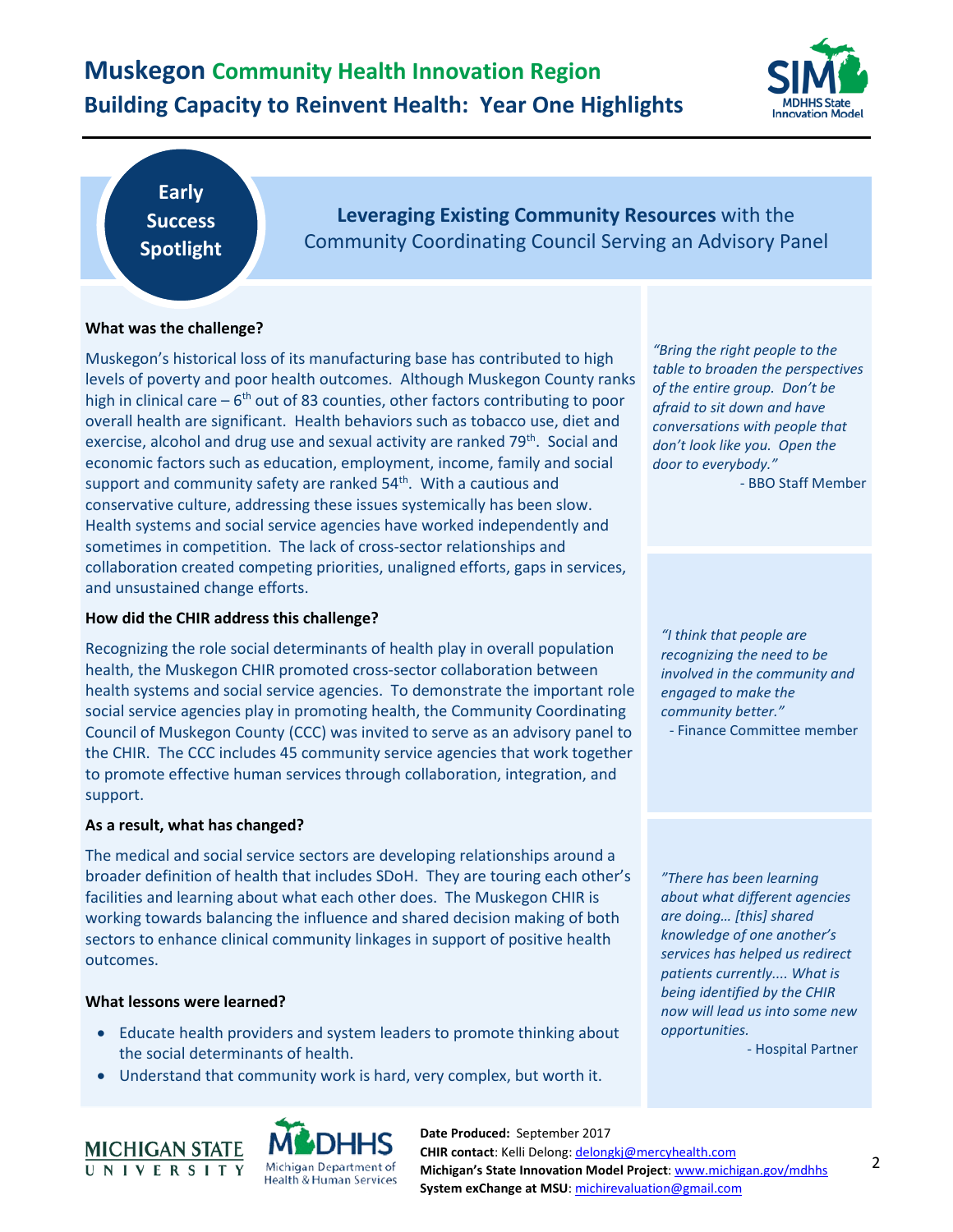# Muskegon Community Health Innovation Region

## Building Capacity to Reinvent Health: Year One Highlights

**Early Success Spotlight**

**Leveraging Existing Community Resources** with the Community Coordinating Council Serving an Advisory Panel

### What was the challenge?

Muskegon's historical loss of its manufacturing base has contributed to high levels of poverty and poor health outcomes. Although Muskegon County ranks high in clinical care – 6th out of 83 counties, other factors contributing to poor overall health are significant. Health behaviors such as tobacco use, diet and exercise, alcohol and drug use and sexual activity are ranked 79th. Social and economic factors such as education, employment, income, family and social support and community safety are ranked 54th. With a cautious and conservative culture, addressing these issues systemically has been slow. Health systems and social service agencies have worked independently and sometimes in competition. The lack of cross-sector relationships and collaboration created competing priorities, unaligned efforts, gaps in services, and unsustained change efforts.

### How did the CHIR address this challenge?

Recognizing the role social determinants of health play in overall population health, the Muskegon CHIR promoted cross-sector collaboration between health systems and social service agencies. To demonstrate the important role social service agencies play in promoting health, the Community Coordinating Council of Muskegon County (CCC) was invited to serve as an advisory panel to the CHIR. The CCC includes 45 community service agencies that work together to promote effective human services through collaboration, integration, and support.

### As a result, what has changed?

The medical and social service sectors are developing relationships around a broader definition of health that includes SDoH. They are touring each other's facilities and learning about what each other does. The Muskegon CHIR is working towards balancing the influence and shared decision making of both sectors to enhance clinical community linkages in support of positive health outcomes.

### What lessons were learned?

- Educate health providers and system leaders to promote thinking about the social determinants of health.
- Understand that community work is hard, very complex, but worth it.

*"Bring the right people to the table to broaden the perspectives of the entire group. Don't be afraid to sit down and have conversations with people that don't look like you. Open the door to everybody."*

- BBO Staff Member

*"I think that people are recognizing the need to be involved in the community and engaged to make the community better."*

- Finance Committee member

*"There has been learning about what different agencies are doing… [this] shared knowledge of one another's services has helped us redirect patients currently.... What is being identified by the CHIR now will lead us into some new opportunities.*

- Hospital Partner

**Date Produced:** September 2017
**CHIR contact**: Kelli Delong: delongkj@mercyhealth.com
**Michigan's State Innovation Model Project**: www.michigan.gov/mdhhs
**System exChange at MSU**: michirevaluation@gmail.com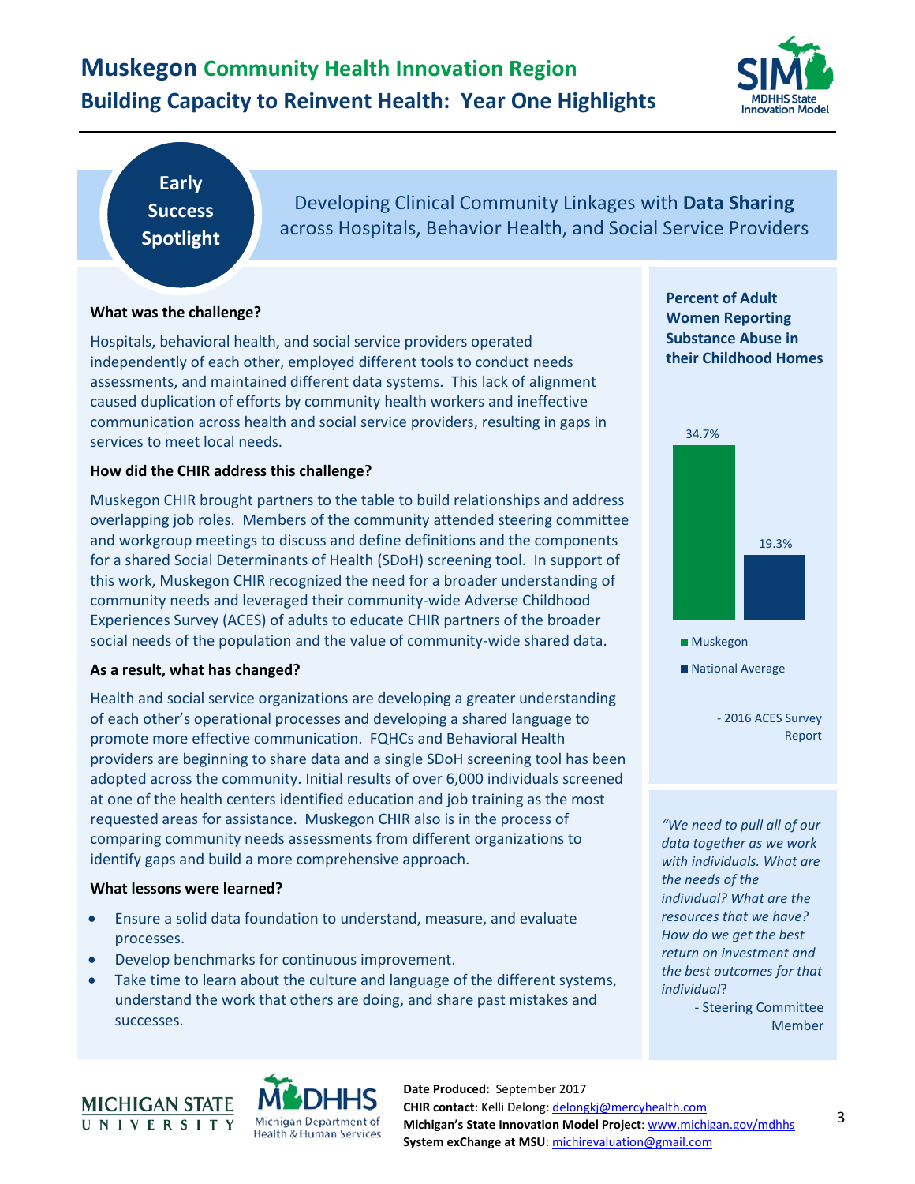# Muskegon Community Health Innovation Region

## Building Capacity to Reinvent Health: Year One Highlights

**Early Success Spotlight**

Developing Clinical Community Linkages with **Data Sharing** across Hospitals, Behavior Health, and Social Service Providers

**What was the challenge?**

Hospitals, behavioral health, and social service providers operated independently of each other, employed different tools to conduct needs assessments, and maintained different data systems. This lack of alignment caused duplication of efforts by community health workers and ineffective communication across health and social service providers, resulting in gaps in services to meet local needs.

**How did the CHIR address this challenge?**

Muskegon CHIR brought partners to the table to build relationships and address overlapping job roles. Members of the community attended steering committee and workgroup meetings to discuss and define definitions and the components for a shared Social Determinants of Health (SDoH) screening tool. In support of this work, Muskegon CHIR recognized the need for a broader understanding of community needs and leveraged their community-wide Adverse Childhood Experiences Survey (ACES) of adults to educate CHIR partners of the broader social needs of the population and the value of community-wide shared data.

**As a result, what has changed?**

Health and social service organizations are developing a greater understanding of each other's operational processes and developing a shared language to promote more effective communication. FQHCs and Behavioral Health providers are beginning to share data and a single SDoH screening tool has been adopted across the community. Initial results of over 6,000 individuals screened at one of the health centers identified education and job training as the most requested areas for assistance. Muskegon CHIR also is in the process of comparing community needs assessments from different organizations to identify gaps and build a more comprehensive approach.

**What lessons were learned?**

- Ensure a solid data foundation to understand, measure, and evaluate processes.
- Develop benchmarks for continuous improvement.
- Take time to learn about the culture and language of the different systems, understand the work that others are doing, and share past mistakes and successes.

**Percent of Adult Women Reporting Substance Abuse in their Childhood Homes**

| | Percent |
|---|---|
| Muskegon | 34.7% |
| National Average | 19.3% |

- 2016 ACES Survey Report

*"We need to pull all of our data together as we work with individuals. What are the needs of the individual? What are the resources that we have? How do we get the best return on investment and the best outcomes for that individual?*

- Steering Committee Member

**Date Produced:** September 2017
**CHIR contact**: Kelli Delong: delongkj@mercyhealth.com
**Michigan's State Innovation Model Project**: www.michigan.gov/mdhhs
**System exChange at MSU**: michirevaluation@gmail.com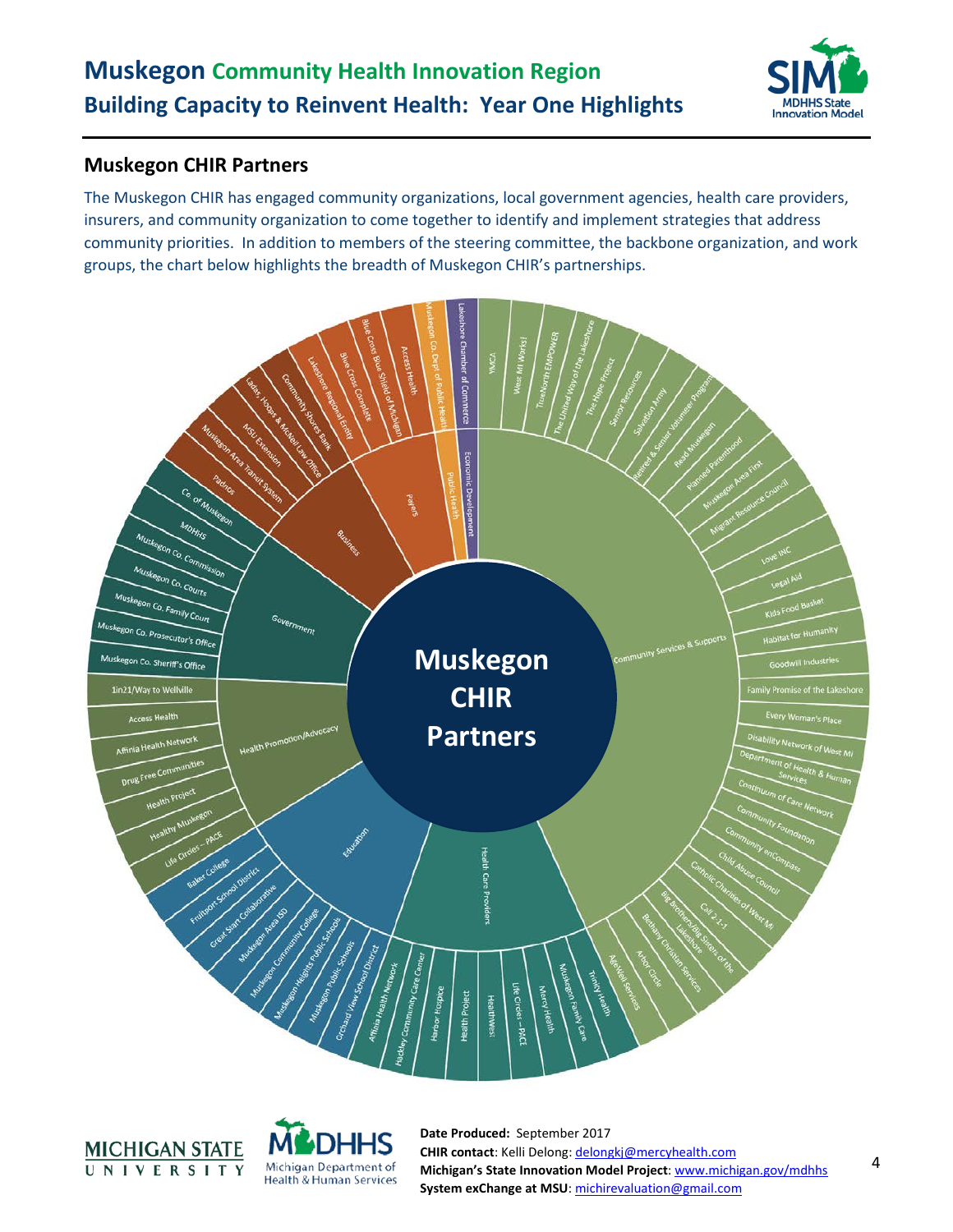# Muskegon Community Health Innovation Region
## Building Capacity to Reinvent Health: Year One Highlights

### Muskegon CHIR Partners

The Muskegon CHIR has engaged community organizations, local government agencies, health care providers, insurers, and community organization to come together to identify and implement strategies that address community priorities. In addition to members of the steering committee, the backbone organization, and work groups, the chart below highlights the breadth of Muskegon CHIR's partnerships.

Muskegon CHIR Partners

Community Services & Supports
YMCA
West MI Works!
TrueNorth EMPOWER
The United Way of the Lakeshore
The Hope Project
Senior Resources
Salvation Army
Retired & Senior Volunteer Program
Read Muskegon
Planned Parenthood
Muskegon Area First
Migrant Resource Council
Love INC
Legal Aid
Kids Food Basket
Habitat for Humanity
Goodwill Industries
Family Promise of the Lakeshore
Every Woman's Place
Disability Network of West MI
Department of Health & Human Services
Continuum of Care Network
Community Foundation
Community enCompass
Child Abuse Council
Catholic Charities of West MI
Call 2-1-1
Big Brothers/Big Sisters of the Lakeshore
Bethany Christian Services
Arbor Circle
AgeWell Services

Health Care Providers
Trinity Health
Muskegon Family Care
Mercy Health
Life Circles – PACE
HealthWest
Health Project
Harbor Hospice
Hackley Community Care Center
Affinia Health Network

Education
Orchard View School District
Muskegon Public Schools
Muskegon Heights Public Schools
Muskegon Community College
Muskegon Area ISD
Great Start Collaborative
Fruitport School District
Baker College

Health Promotion/Advocacy
Life Circles – PACE
Healthy Muskegon
Health Project
Drug Free Communities
Affinia Health Network
Access Health
1in21/Way to Wellville

Government
Muskegon Co. Sheriff's Office
Muskegon Co. Prosecutor's Office
Muskegon Co. Family Court
Muskegon Co. Courts
Muskegon Co. Commission
MDHHS
Co. of Muskegon

Business
Padnos
Muskegon Area Transit System
MSU Extension
Ladas, Hoops & McNeil Law Office
Community Shores Bank
Lakeshore Regional Entity

Payers
Blue Cross Complete
Blue Cross Blue Shield of Michigan
Access Health

Public Health
Muskegon Co. Dept of Public Health

Economic Development
Lakeshore Chamber of Commerce

**Date Produced:** September 2017
**CHIR contact**: Kelli Delong: delongkj@mercyhealth.com
**Michigan's State Innovation Model Project**: www.michigan.gov/mdhhs
**System exChange at MSU**: michirevaluation@gmail.com